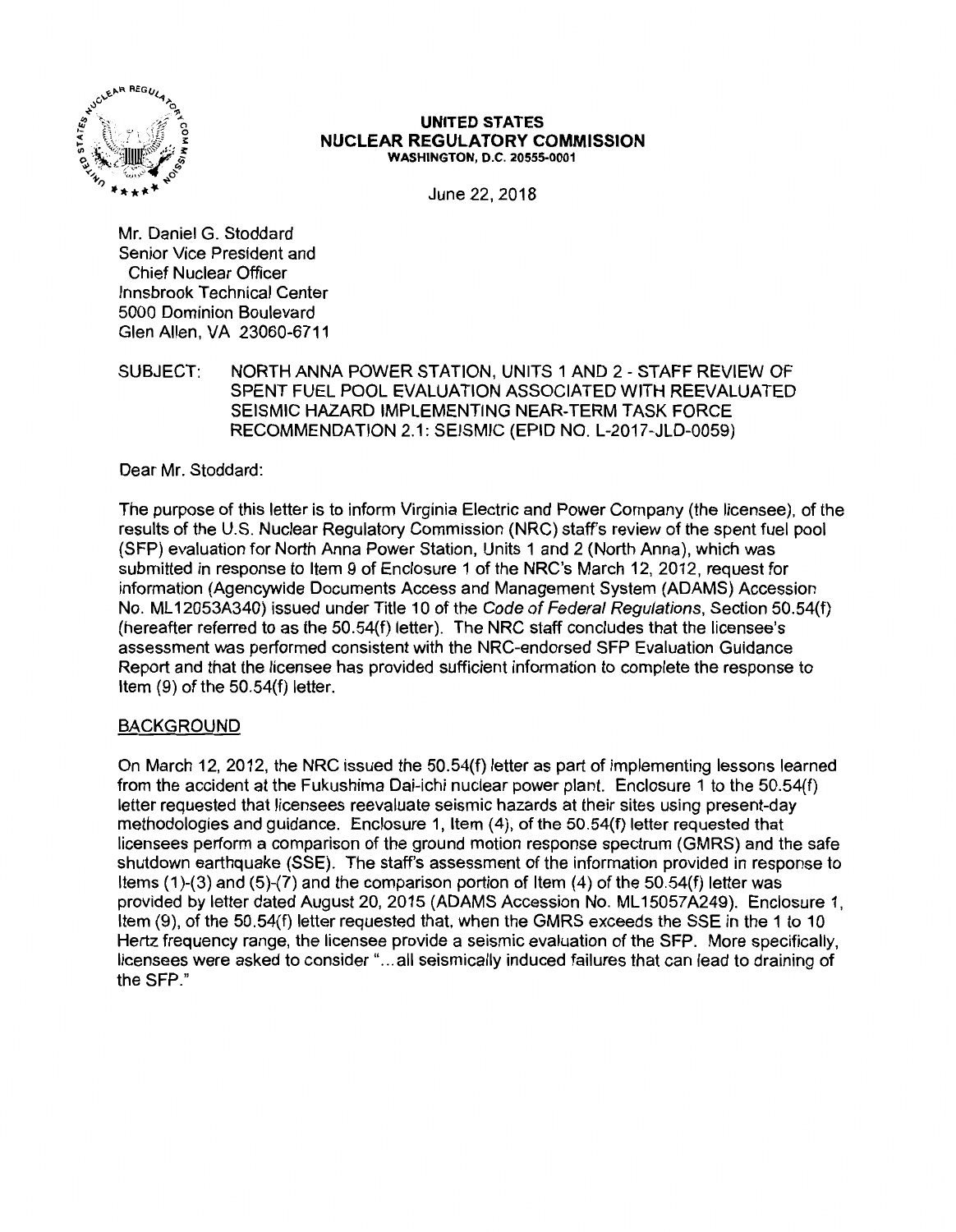**UNITED STATES**
**NUCLEAR REGULATORY COMMISSION**
WASHINGTON, D.C. 20555-0001

June 22, 2018

Mr. Daniel G. Stoddard
Senior Vice President and
Chief Nuclear Officer
Innsbrook Technical Center
5000 Dominion Boulevard
Glen Allen, VA 23060-6711

SUBJECT: NORTH ANNA POWER STATION, UNITS 1 AND 2 - STAFF REVIEW OF SPENT FUEL POOL EVALUATION ASSOCIATED WITH REEVALUATED SEISMIC HAZARD IMPLEMENTING NEAR-TERM TASK FORCE RECOMMENDATION 2.1: SEISMIC (EPID NO. L-2017-JLD-0059)

Dear Mr. Stoddard:

The purpose of this letter is to inform Virginia Electric and Power Company (the licensee), of the results of the U.S. Nuclear Regulatory Commission (NRC) staff's review of the spent fuel pool (SFP) evaluation for North Anna Power Station, Units 1 and 2 (North Anna), which was submitted in response to Item 9 of Enclosure 1 of the NRC's March 12, 2012, request for information (Agencywide Documents Access and Management System (ADAMS) Accession No. ML12053A340) issued under Title 10 of the *Code of Federal Regulations*, Section 50.54(f) (hereafter referred to as the 50.54(f) letter). The NRC staff concludes that the licensee's assessment was performed consistent with the NRC-endorsed SFP Evaluation Guidance Report and that the licensee has provided sufficient information to complete the response to Item (9) of the 50.54(f) letter.

## BACKGROUND

On March 12, 2012, the NRC issued the 50.54(f) letter as part of implementing lessons learned from the accident at the Fukushima Dai-ichi nuclear power plant. Enclosure 1 to the 50.54(f) letter requested that licensees reevaluate seismic hazards at their sites using present-day methodologies and guidance. Enclosure 1, Item (4), of the 50.54(f) letter requested that licensees perform a comparison of the ground motion response spectrum (GMRS) and the safe shutdown earthquake (SSE). The staff's assessment of the information provided in response to Items (1)-(3) and (5)-(7) and the comparison portion of Item (4) of the 50.54(f) letter was provided by letter dated August 20, 2015 (ADAMS Accession No. ML15057A249). Enclosure 1, Item (9), of the 50.54(f) letter requested that, when the GMRS exceeds the SSE in the 1 to 10 Hertz frequency range, the licensee provide a seismic evaluation of the SFP. More specifically, licensees were asked to consider "...all seismically induced failures that can lead to draining of the SFP."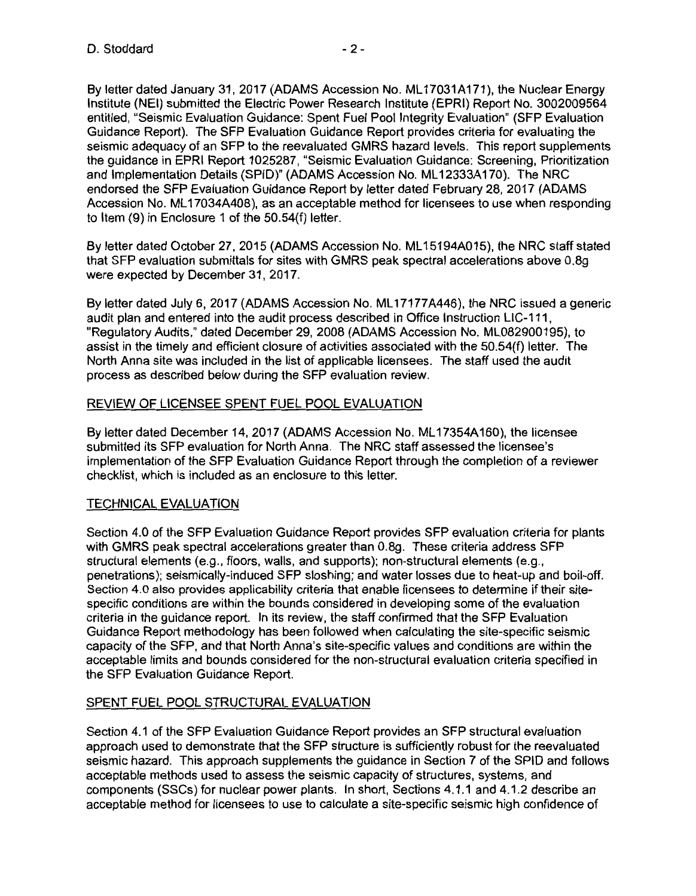By letter dated January 31, 2017 (ADAMS Accession No. ML17031A171), the Nuclear Energy Institute (NEI) submitted the Electric Power Research Institute (EPRI) Report No. 3002009564 entitled, "Seismic Evaluation Guidance: Spent Fuel Pool Integrity Evaluation" (SFP Evaluation Guidance Report). The SFP Evaluation Guidance Report provides criteria for evaluating the seismic adequacy of an SFP to the reevaluated GMRS hazard levels. This report supplements the guidance in EPRI Report 1025287, "Seismic Evaluation Guidance: Screening, Prioritization and Implementation Details (SPID)" (ADAMS Accession No. ML12333A170). The NRC endorsed the SFP Evaluation Guidance Report by letter dated February 28, 2017 (ADAMS Accession No. ML17034A408), as an acceptable method for licensees to use when responding to Item (9) in Enclosure 1 of the 50.54(f) letter.

By letter dated October 27, 2015 (ADAMS Accession No. ML15194A015), the NRC staff stated that SFP evaluation submittals for sites with GMRS peak spectral accelerations above 0.8g were expected by December 31, 2017.

By letter dated July 6, 2017 (ADAMS Accession No. ML17177A446), the NRC issued a generic audit plan and entered into the audit process described in Office Instruction LIC-111, "Regulatory Audits," dated December 29, 2008 (ADAMS Accession No. ML082900195), to assist in the timely and efficient closure of activities associated with the 50.54(f) letter. The North Anna site was included in the list of applicable licensees. The staff used the audit process as described below during the SFP evaluation review.

## REVIEW OF LICENSEE SPENT FUEL POOL EVALUATION

By letter dated December 14, 2017 (ADAMS Accession No. ML17354A160), the licensee submitted its SFP evaluation for North Anna. The NRC staff assessed the licensee's implementation of the SFP Evaluation Guidance Report through the completion of a reviewer checklist, which is included as an enclosure to this letter.

## TECHNICAL EVALUATION

Section 4.0 of the SFP Evaluation Guidance Report provides SFP evaluation criteria for plants with GMRS peak spectral accelerations greater than 0.8g. These criteria address SFP structural elements (e.g., floors, walls, and supports); non-structural elements (e.g., penetrations); seismically-induced SFP sloshing; and water losses due to heat-up and boil-off. Section 4.0 also provides applicability criteria that enable licensees to determine if their site-specific conditions are within the bounds considered in developing some of the evaluation criteria in the guidance report. In its review, the staff confirmed that the SFP Evaluation Guidance Report methodology has been followed when calculating the site-specific seismic capacity of the SFP, and that North Anna's site-specific values and conditions are within the acceptable limits and bounds considered for the non-structural evaluation criteria specified in the SFP Evaluation Guidance Report.

## SPENT FUEL POOL STRUCTURAL EVALUATION

Section 4.1 of the SFP Evaluation Guidance Report provides an SFP structural evaluation approach used to demonstrate that the SFP structure is sufficiently robust for the reevaluated seismic hazard. This approach supplements the guidance in Section 7 of the SPID and follows acceptable methods used to assess the seismic capacity of structures, systems, and components (SSCs) for nuclear power plants. In short, Sections 4.1.1 and 4.1.2 describe an acceptable method for licensees to use to calculate a site-specific seismic high confidence of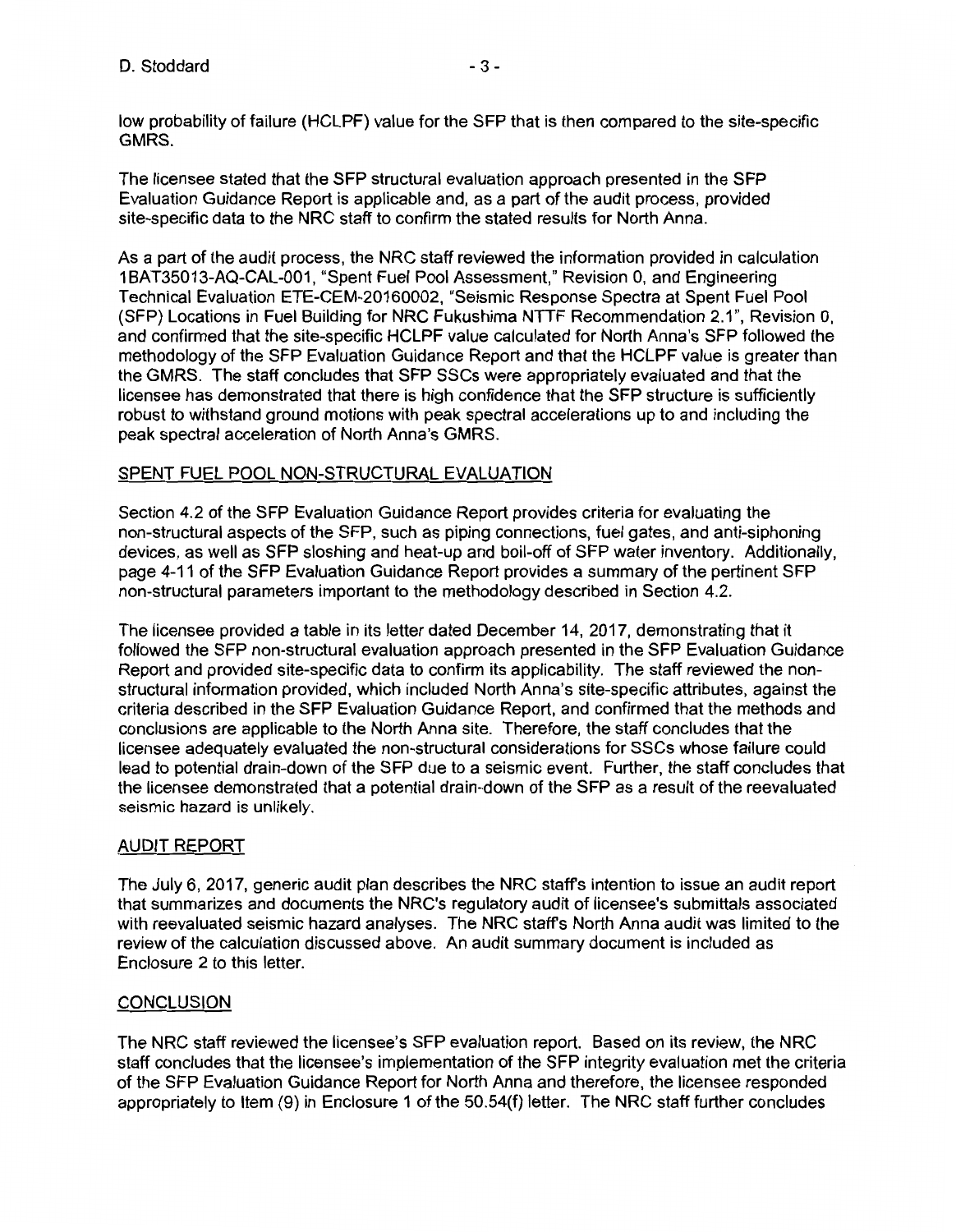low probability of failure (HCLPF) value for the SFP that is then compared to the site-specific GMRS.

The licensee stated that the SFP structural evaluation approach presented in the SFP Evaluation Guidance Report is applicable and, as a part of the audit process, provided site-specific data to the NRC staff to confirm the stated results for North Anna.

As a part of the audit process, the NRC staff reviewed the information provided in calculation 1BAT35013-AQ-CAL-001, "Spent Fuel Pool Assessment," Revision 0, and Engineering Technical Evaluation ETE-CEM-20160002, "Seismic Response Spectra at Spent Fuel Pool (SFP) Locations in Fuel Building for NRC Fukushima NTTF Recommendation 2.1", Revision 0, and confirmed that the site-specific HCLPF value calculated for North Anna's SFP followed the methodology of the SFP Evaluation Guidance Report and that the HCLPF value is greater than the GMRS. The staff concludes that SFP SSCs were appropriately evaluated and that the licensee has demonstrated that there is high confidence that the SFP structure is sufficiently robust to withstand ground motions with peak spectral accelerations up to and including the peak spectral acceleration of North Anna's GMRS.

## SPENT FUEL POOL NON-STRUCTURAL EVALUATION

Section 4.2 of the SFP Evaluation Guidance Report provides criteria for evaluating the non-structural aspects of the SFP, such as piping connections, fuel gates, and anti-siphoning devices, as well as SFP sloshing and heat-up and boil-off of SFP water inventory. Additionally, page 4-11 of the SFP Evaluation Guidance Report provides a summary of the pertinent SFP non-structural parameters important to the methodology described in Section 4.2.

The licensee provided a table in its letter dated December 14, 2017, demonstrating that it followed the SFP non-structural evaluation approach presented in the SFP Evaluation Guidance Report and provided site-specific data to confirm its applicability. The staff reviewed the non-structural information provided, which included North Anna's site-specific attributes, against the criteria described in the SFP Evaluation Guidance Report, and confirmed that the methods and conclusions are applicable to the North Anna site. Therefore, the staff concludes that the licensee adequately evaluated the non-structural considerations for SSCs whose failure could lead to potential drain-down of the SFP due to a seismic event. Further, the staff concludes that the licensee demonstrated that a potential drain-down of the SFP as a result of the reevaluated seismic hazard is unlikely.

## AUDIT REPORT

The July 6, 2017, generic audit plan describes the NRC staff's intention to issue an audit report that summarizes and documents the NRC's regulatory audit of licensee's submittals associated with reevaluated seismic hazard analyses. The NRC staff's North Anna audit was limited to the review of the calculation discussed above. An audit summary document is included as Enclosure 2 to this letter.

## CONCLUSION

The NRC staff reviewed the licensee's SFP evaluation report. Based on its review, the NRC staff concludes that the licensee's implementation of the SFP integrity evaluation met the criteria of the SFP Evaluation Guidance Report for North Anna and therefore, the licensee responded appropriately to Item (9) in Enclosure 1 of the 50.54(f) letter. The NRC staff further concludes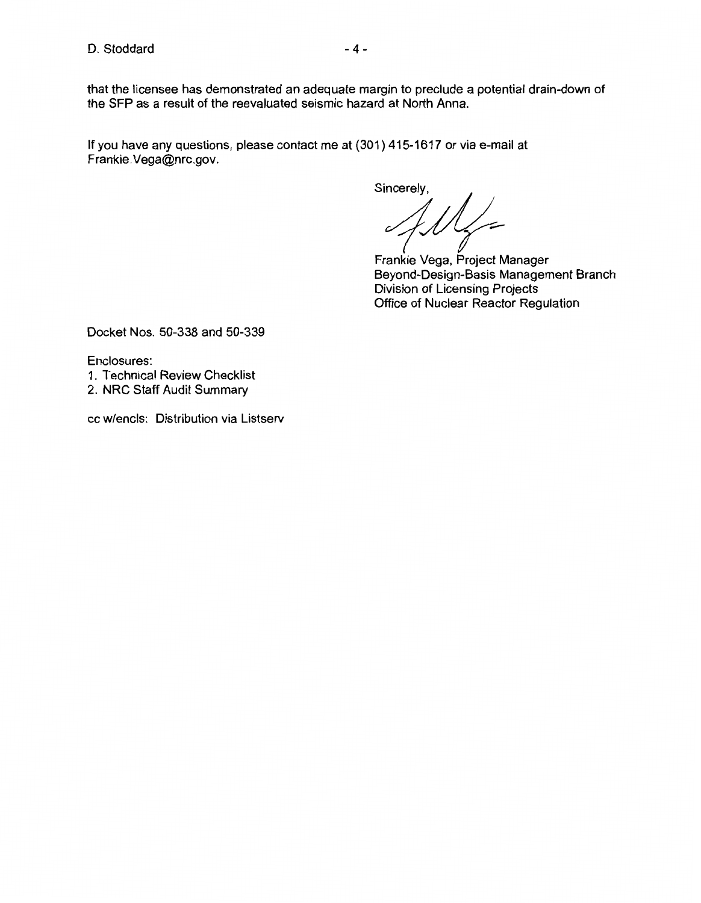that the licensee has demonstrated an adequate margin to preclude a potential drain-down of the SFP as a result of the reevaluated seismic hazard at North Anna.

If you have any questions, please contact me at (301) 415-1617 or via e-mail at Frankie.Vega@nrc.gov.

Sincerely,

Frankie Vega, Project Manager
Beyond-Design-Basis Management Branch
Division of Licensing Projects
Office of Nuclear Reactor Regulation

Docket Nos. 50-338 and 50-339

Enclosures:
1. Technical Review Checklist
2. NRC Staff Audit Summary

cc w/encls: Distribution via Listserv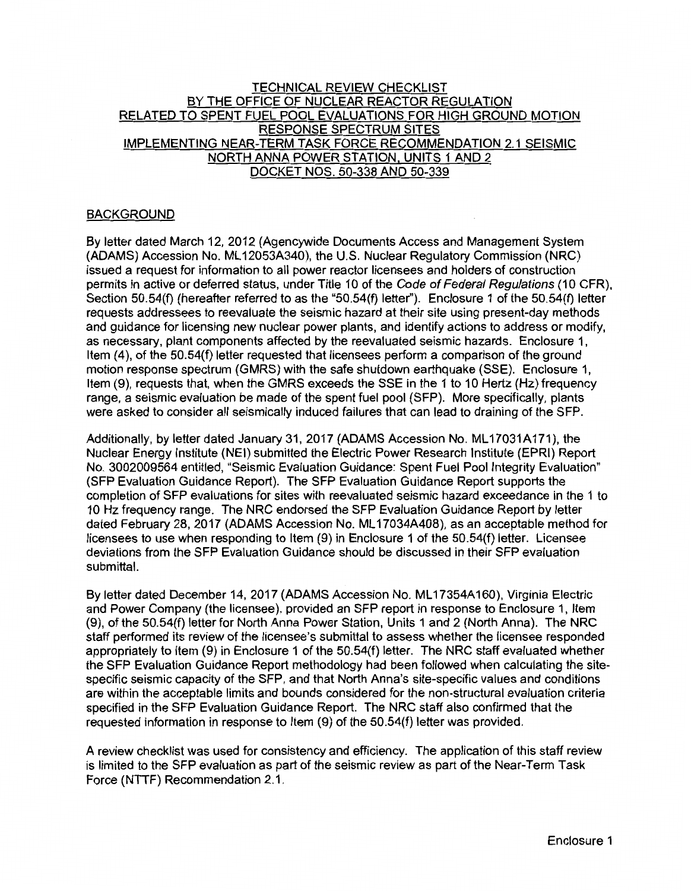# TECHNICAL REVIEW CHECKLIST BY THE OFFICE OF NUCLEAR REACTOR REGULATION RELATED TO SPENT FUEL POOL EVALUATIONS FOR HIGH GROUND MOTION RESPONSE SPECTRUM SITES IMPLEMENTING NEAR-TERM TASK FORCE RECOMMENDATION 2.1 SEISMIC NORTH ANNA POWER STATION, UNITS 1 AND 2 DOCKET NOS. 50-338 AND 50-339

## BACKGROUND

By letter dated March 12, 2012 (Agencywide Documents Access and Management System (ADAMS) Accession No. ML12053A340), the U.S. Nuclear Regulatory Commission (NRC) issued a request for information to all power reactor licensees and holders of construction permits in active or deferred status, under Title 10 of the *Code of Federal Regulations* (10 CFR), Section 50.54(f) (hereafter referred to as the "50.54(f) letter"). Enclosure 1 of the 50.54(f) letter requests addressees to reevaluate the seismic hazard at their site using present-day methods and guidance for licensing new nuclear power plants, and identify actions to address or modify, as necessary, plant components affected by the reevaluated seismic hazards. Enclosure 1, Item (4), of the 50.54(f) letter requested that licensees perform a comparison of the ground motion response spectrum (GMRS) with the safe shutdown earthquake (SSE). Enclosure 1, Item (9), requests that, when the GMRS exceeds the SSE in the 1 to 10 Hertz (Hz) frequency range, a seismic evaluation be made of the spent fuel pool (SFP). More specifically, plants were asked to consider all seismically induced failures that can lead to draining of the SFP.

Additionally, by letter dated January 31, 2017 (ADAMS Accession No. ML17031A171), the Nuclear Energy Institute (NEI) submitted the Electric Power Research Institute (EPRI) Report No. 3002009564 entitled, "Seismic Evaluation Guidance: Spent Fuel Pool Integrity Evaluation" (SFP Evaluation Guidance Report). The SFP Evaluation Guidance Report supports the completion of SFP evaluations for sites with reevaluated seismic hazard exceedance in the 1 to 10 Hz frequency range. The NRC endorsed the SFP Evaluation Guidance Report by letter dated February 28, 2017 (ADAMS Accession No. ML17034A408), as an acceptable method for licensees to use when responding to Item (9) in Enclosure 1 of the 50.54(f) letter. Licensee deviations from the SFP Evaluation Guidance should be discussed in their SFP evaluation submittal.

By letter dated December 14, 2017 (ADAMS Accession No. ML17354A160), Virginia Electric and Power Company (the licensee), provided an SFP report in response to Enclosure 1, Item (9), of the 50.54(f) letter for North Anna Power Station, Units 1 and 2 (North Anna). The NRC staff performed its review of the licensee's submittal to assess whether the licensee responded appropriately to Item (9) in Enclosure 1 of the 50.54(f) letter. The NRC staff evaluated whether the SFP Evaluation Guidance Report methodology had been followed when calculating the site-specific seismic capacity of the SFP, and that North Anna's site-specific values and conditions are within the acceptable limits and bounds considered for the non-structural evaluation criteria specified in the SFP Evaluation Guidance Report. The NRC staff also confirmed that the requested information in response to Item (9) of the 50.54(f) letter was provided.

A review checklist was used for consistency and efficiency. The application of this staff review is limited to the SFP evaluation as part of the seismic review as part of the Near-Term Task Force (NTTF) Recommendation 2.1.

Enclosure 1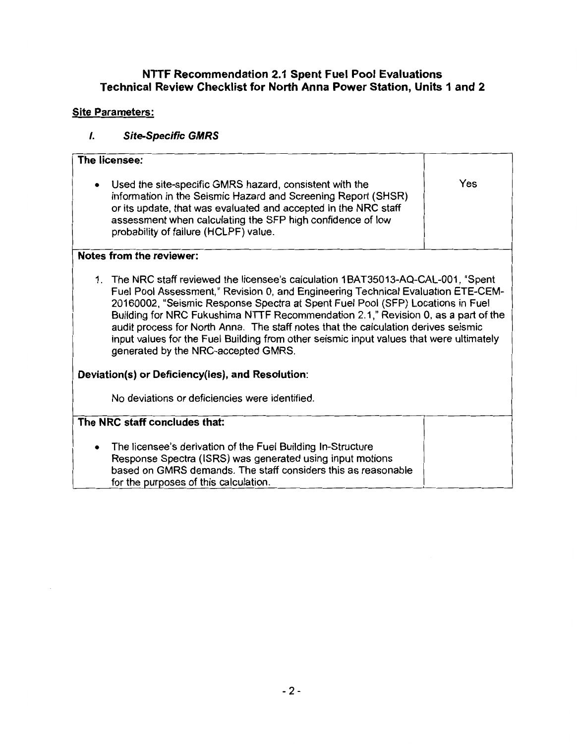# NTTF Recommendation 2.1 Spent Fuel Pool Evaluations Technical Review Checklist for North Anna Power Station, Units 1 and 2

## Site Parameters:

### *I. Site-Specific GMRS*

| **The licensee:** | |
|---|---|
| • Used the site-specific GMRS hazard, consistent with the information in the Seismic Hazard and Screening Report (SHSR) or its update, that was evaluated and accepted in the NRC staff assessment when calculating the SFP high confidence of low probability of failure (HCLPF) value. | Yes |
| **Notes from the reviewer:**<br><br>1. The NRC staff reviewed the licensee's calculation 1BAT35013-AQ-CAL-001, "Spent Fuel Pool Assessment," Revision 0, and Engineering Technical Evaluation ETE-CEM-20160002, "Seismic Response Spectra at Spent Fuel Pool (SFP) Locations in Fuel Building for NRC Fukushima NTTF Recommendation 2.1," Revision 0, as a part of the audit process for North Anna. The staff notes that the calculation derives seismic input values for the Fuel Building from other seismic input values that were ultimately generated by the NRC-accepted GMRS.<br><br>**Deviation(s) or Deficiency(ies), and Resolution:**<br><br>No deviations or deficiencies were identified. | |
| **The NRC staff concludes that:** | |
| • The licensee's derivation of the Fuel Building In-Structure Response Spectra (ISRS) was generated using input motions based on GMRS demands. The staff considers this as reasonable for the purposes of this calculation. | |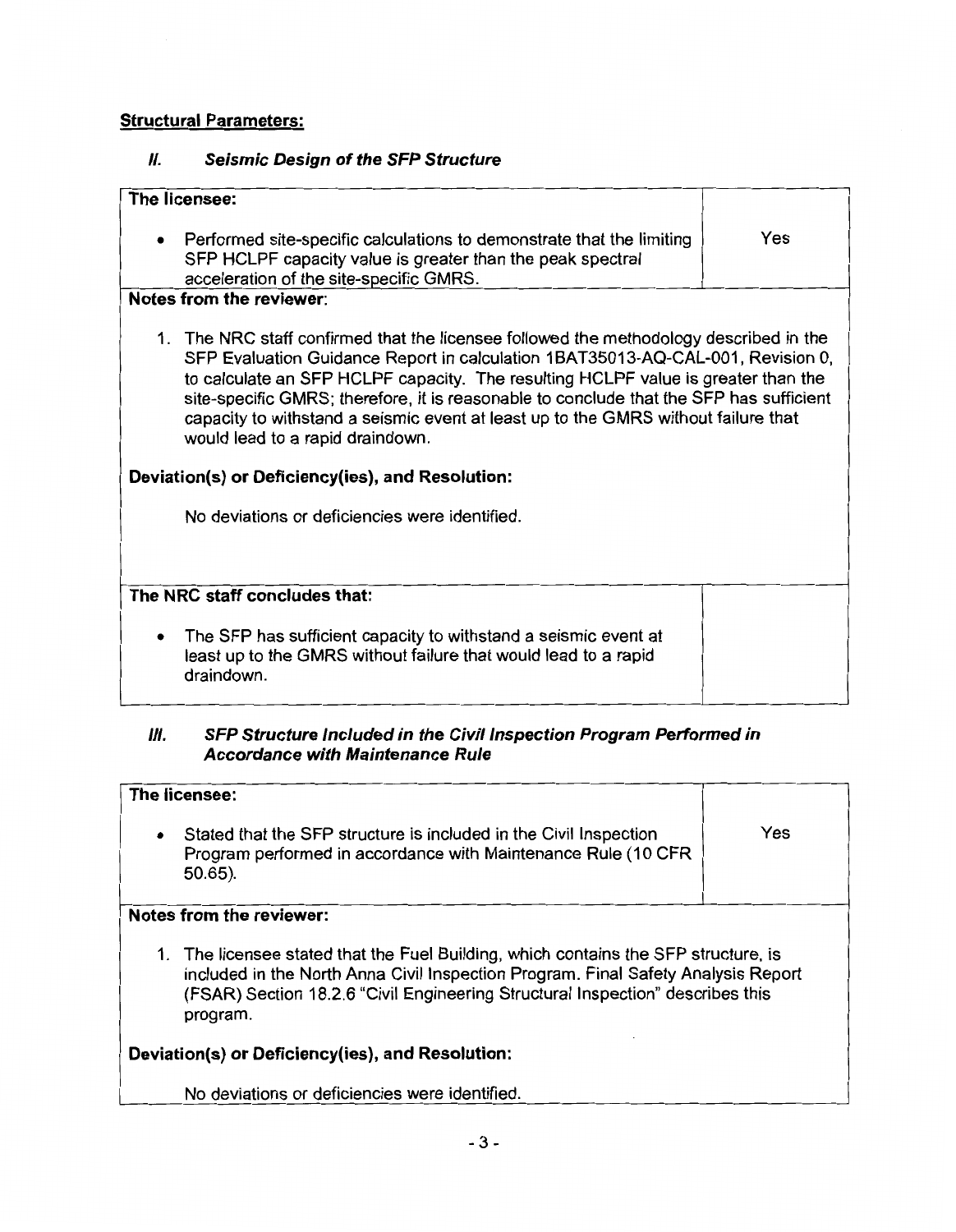**Structural Parameters:**

### *II. Seismic Design of the SFP Structure*

| **The licensee:** | |
|---|---|
| • Performed site-specific calculations to demonstrate that the limiting SFP HCLPF capacity value is greater than the peak spectral acceleration of the site-specific GMRS. | Yes |

**Notes from the reviewer:**

1. The NRC staff confirmed that the licensee followed the methodology described in the SFP Evaluation Guidance Report in calculation 1BAT35013-AQ-CAL-001, Revision 0, to calculate an SFP HCLPF capacity. The resulting HCLPF value is greater than the site-specific GMRS; therefore, it is reasonable to conclude that the SFP has sufficient capacity to withstand a seismic event at least up to the GMRS without failure that would lead to a rapid draindown.

**Deviation(s) or Deficiency(ies), and Resolution:**

No deviations or deficiencies were identified.

| **The NRC staff concludes that:** | |
|---|---|
| • The SFP has sufficient capacity to withstand a seismic event at least up to the GMRS without failure that would lead to a rapid draindown. | |

### *III. SFP Structure Included in the Civil Inspection Program Performed in Accordance with Maintenance Rule*

| **The licensee:** | |
|---|---|
| • Stated that the SFP structure is included in the Civil Inspection Program performed in accordance with Maintenance Rule (10 CFR 50.65). | Yes |

**Notes from the reviewer:**

1. The licensee stated that the Fuel Building, which contains the SFP structure, is included in the North Anna Civil Inspection Program. Final Safety Analysis Report (FSAR) Section 18.2.6 "Civil Engineering Structural Inspection" describes this program.

**Deviation(s) or Deficiency(ies), and Resolution:**

No deviations or deficiencies were identified.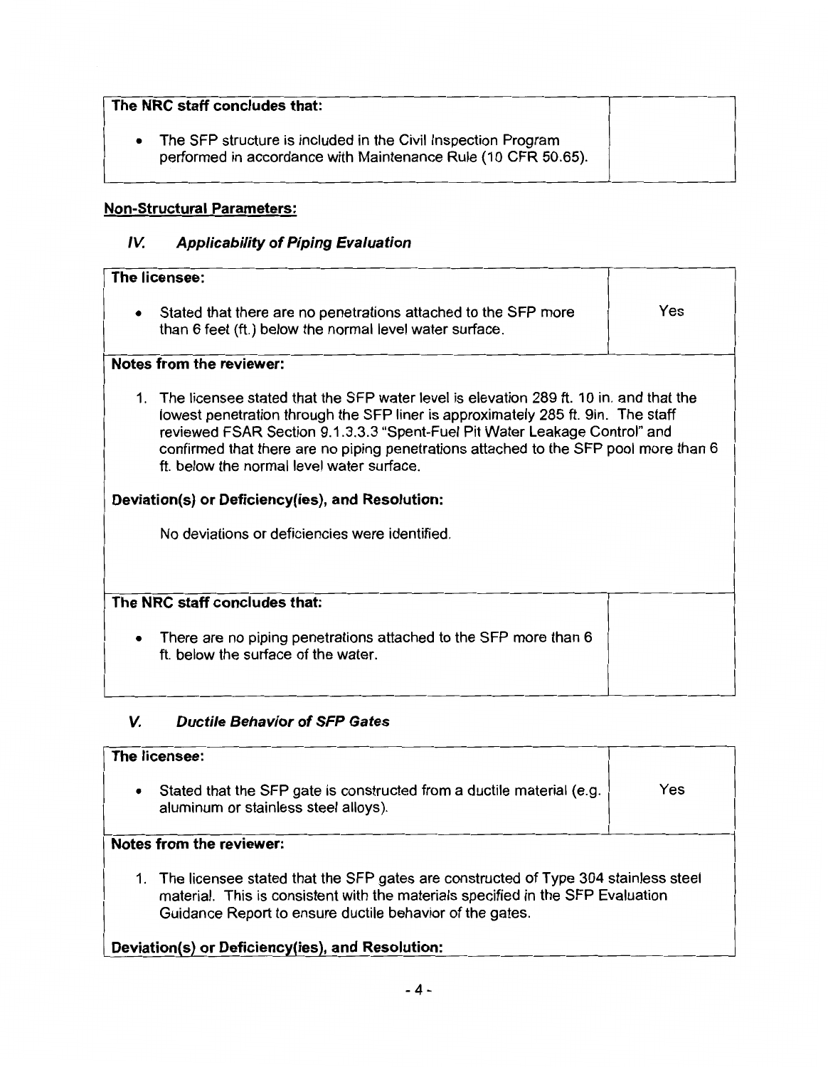| The NRC staff concludes that: | |
|---|---|
| • The SFP structure is included in the Civil Inspection Program performed in accordance with Maintenance Rule (10 CFR 50.65). | |

## Non-Structural Parameters:

### IV. *Applicability of Piping Evaluation*

| The licensee: | |
|---|---|
| • Stated that there are no penetrations attached to the SFP more than 6 feet (ft.) below the normal level water surface. | Yes |

**Notes from the reviewer:**

1. The licensee stated that the SFP water level is elevation 289 ft. 10 in. and that the lowest penetration through the SFP liner is approximately 285 ft. 9in. The staff reviewed FSAR Section 9.1.3.3.3 "Spent-Fuel Pit Water Leakage Control" and confirmed that there are no piping penetrations attached to the SFP pool more than 6 ft. below the normal level water surface.

**Deviation(s) or Deficiency(ies), and Resolution:**

No deviations or deficiencies were identified.

| The NRC staff concludes that: | |
|---|---|
| • There are no piping penetrations attached to the SFP more than 6 ft. below the surface of the water. | |

### V. *Ductile Behavior of SFP Gates*

| The licensee: | |
|---|---|
| • Stated that the SFP gate is constructed from a ductile material (e.g. aluminum or stainless steel alloys). | Yes |

**Notes from the reviewer:**

1. The licensee stated that the SFP gates are constructed of Type 304 stainless steel material. This is consistent with the materials specified in the SFP Evaluation Guidance Report to ensure ductile behavior of the gates.

**Deviation(s) or Deficiency(ies), and Resolution:**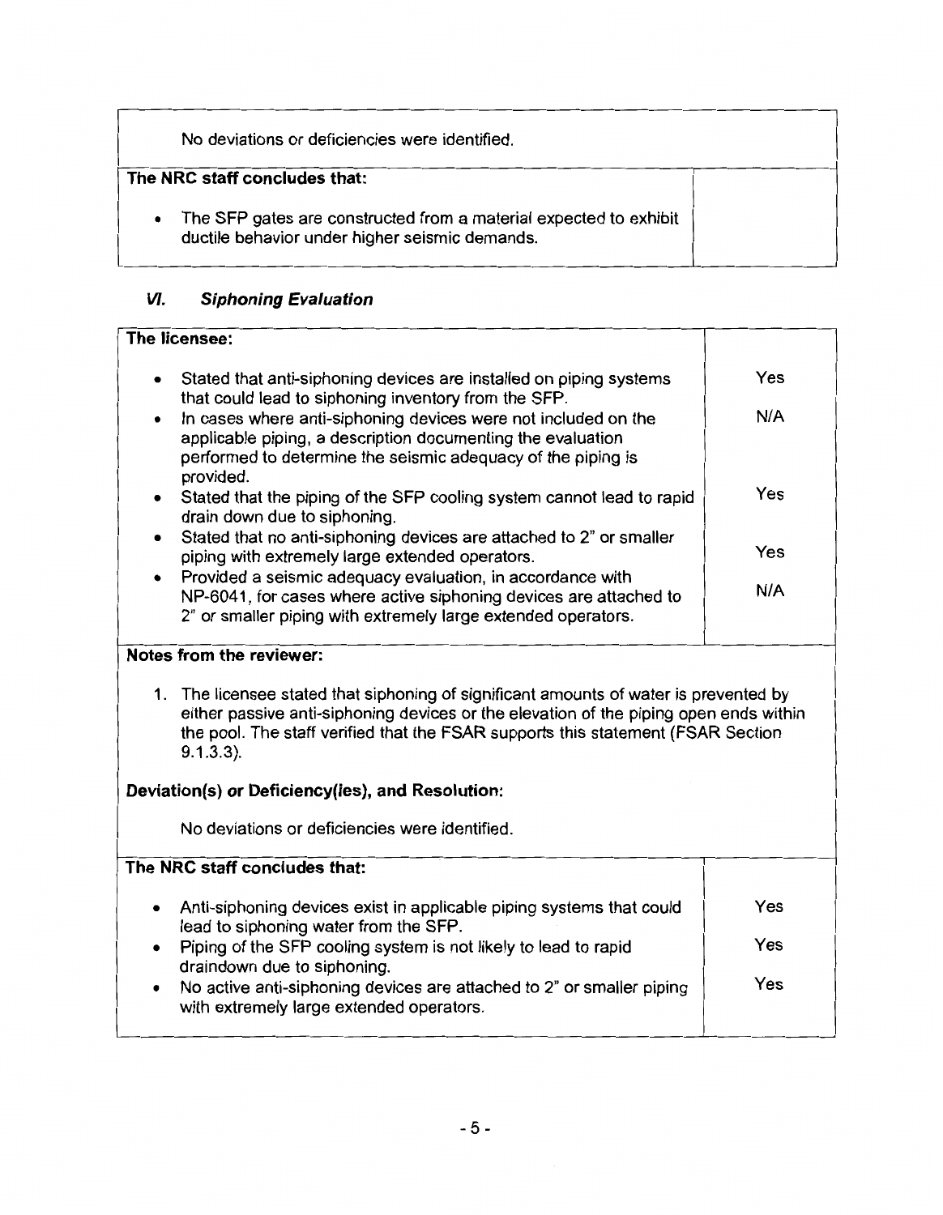| | |
|---|---|
| No deviations or deficiencies were identified. | |
| **The NRC staff concludes that:** | |
| • The SFP gates are constructed from a material expected to exhibit ductile behavior under higher seismic demands. | |

### *VI. Siphoning Evaluation*

| **The licensee:** | |
|---|---|
| • Stated that anti-siphoning devices are installed on piping systems that could lead to siphoning inventory from the SFP. | Yes |
| • In cases where anti-siphoning devices were not included on the applicable piping, a description documenting the evaluation performed to determine the seismic adequacy of the piping is provided. | N/A |
| • Stated that the piping of the SFP cooling system cannot lead to rapid drain down due to siphoning. | Yes |
| • Stated that no anti-siphoning devices are attached to 2" or smaller piping with extremely large extended operators. | Yes |
| • Provided a seismic adequacy evaluation, in accordance with NP-6041, for cases where active siphoning devices are attached to 2" or smaller piping with extremely large extended operators. | N/A |

**Notes from the reviewer:**

1. The licensee stated that siphoning of significant amounts of water is prevented by either passive anti-siphoning devices or the elevation of the piping open ends within the pool. The staff verified that the FSAR supports this statement (FSAR Section 9.1.3.3).

**Deviation(s) or Deficiency(ies), and Resolution:**

No deviations or deficiencies were identified.

| **The NRC staff concludes that:** | |
|---|---|
| • Anti-siphoning devices exist in applicable piping systems that could lead to siphoning water from the SFP. | Yes |
| • Piping of the SFP cooling system is not likely to lead to rapid draindown due to siphoning. | Yes |
| • No active anti-siphoning devices are attached to 2" or smaller piping with extremely large extended operators. | Yes |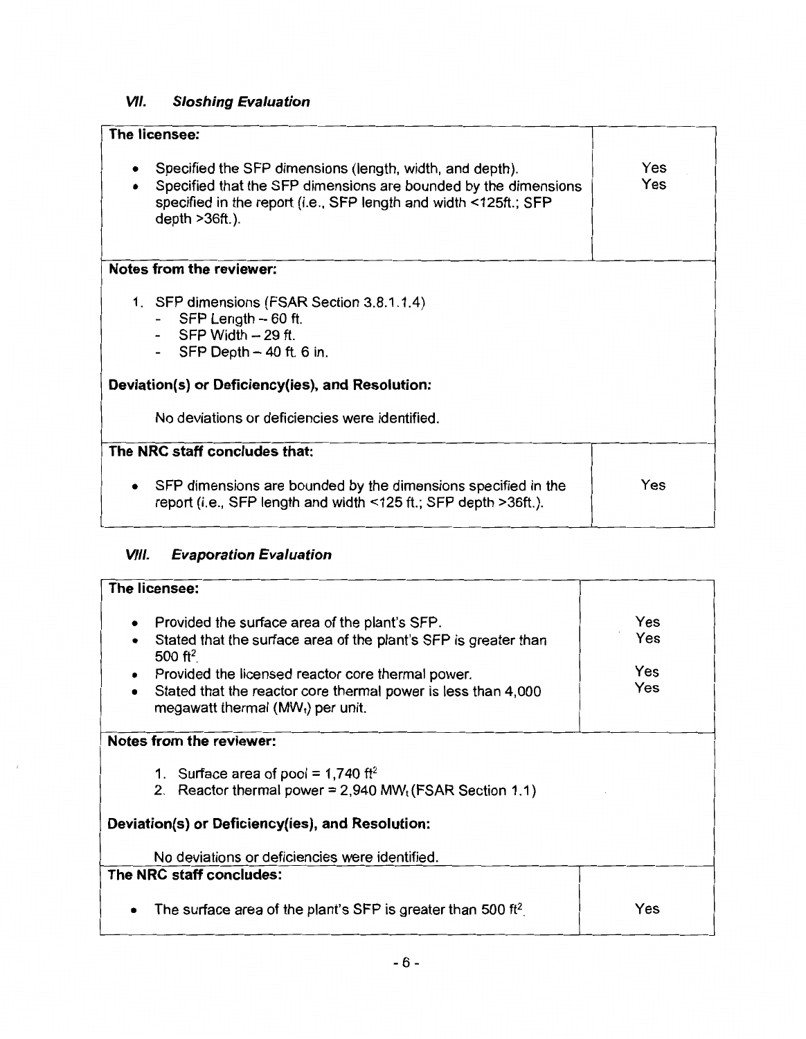### *VII. Sloshing Evaluation*

| The licensee: | |
|---|---|
| • Specified the SFP dimensions (length, width, and depth).<br>• Specified that the SFP dimensions are bounded by the dimensions specified in the report (i.e., SFP length and width <125ft.; SFP depth >36ft.). | Yes<br>Yes |

**Notes from the reviewer:**

1. SFP dimensions (FSAR Section 3.8.1.1.4)
   - SFP Length – 60 ft.
   - SFP Width – 29 ft.
   - SFP Depth – 40 ft. 6 in.

**Deviation(s) or Deficiency(ies), and Resolution:**

No deviations or deficiencies were identified.

| The NRC staff concludes that: | |
|---|---|
| • SFP dimensions are bounded by the dimensions specified in the report (i.e., SFP length and width <125 ft.; SFP depth >36ft.). | Yes |

### *VIII. Evaporation Evaluation*

| The licensee: | |
|---|---|
| • Provided the surface area of the plant's SFP.<br>• Stated that the surface area of the plant's SFP is greater than 500 $ft^2$.<br>• Provided the licensed reactor core thermal power.<br>• Stated that the reactor core thermal power is less than 4,000 megawatt thermal ($MW_t$) per unit. | Yes<br>Yes<br>Yes<br>Yes |

**Notes from the reviewer:**

1. Surface area of pool = 1,740 $ft^2$
2. Reactor thermal power = 2,940 $MW_t$ (FSAR Section 1.1)

**Deviation(s) or Deficiency(ies), and Resolution:**

No deviations or deficiencies were identified.

| The NRC staff concludes: | |
|---|---|
| • The surface area of the plant's SFP is greater than 500 $ft^2$. | Yes |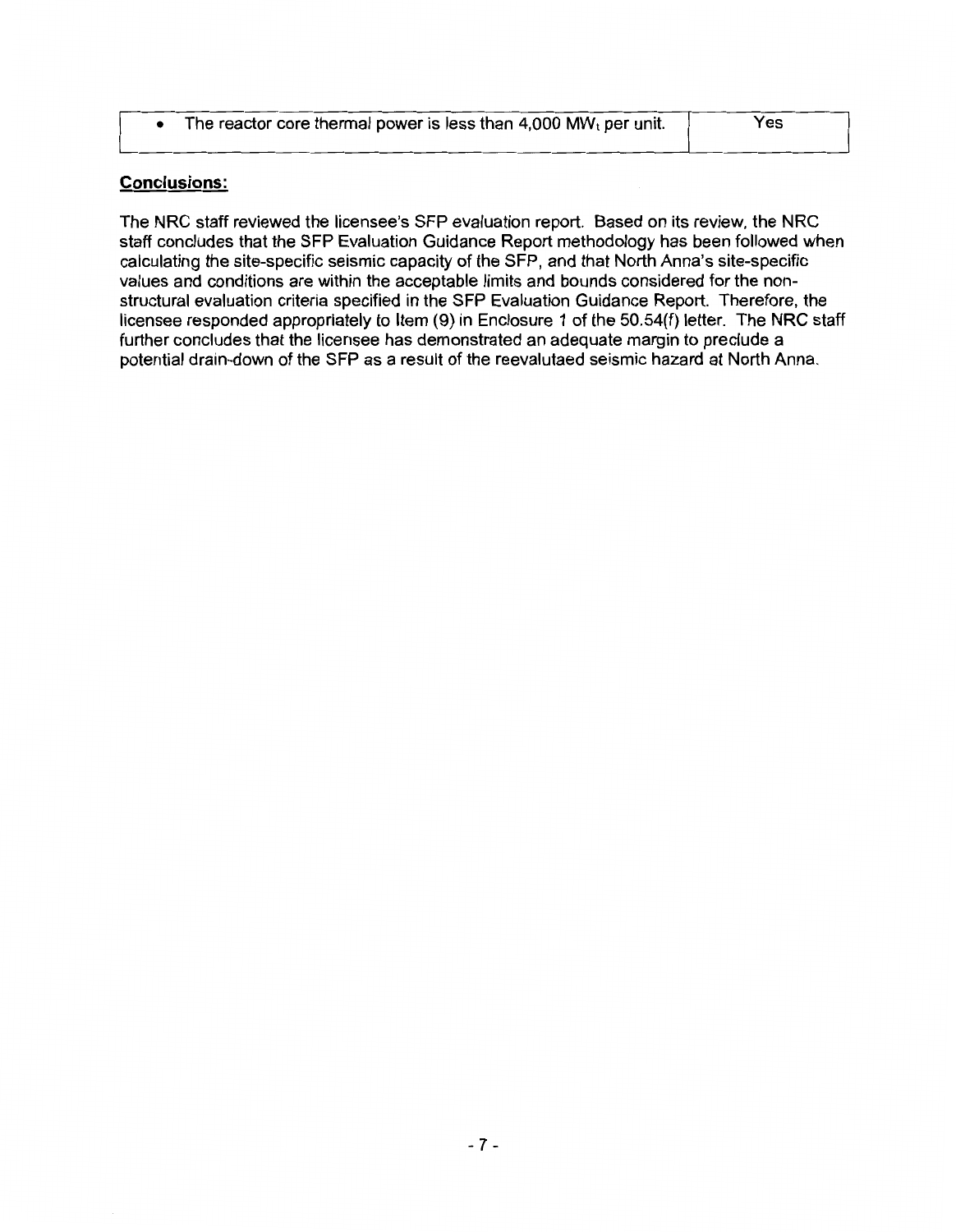| • The reactor core thermal power is less than 4,000 $MW_t$ per unit. | Yes |
|---|---|

**Conclusions:**

The NRC staff reviewed the licensee's SFP evaluation report. Based on its review, the NRC staff concludes that the SFP Evaluation Guidance Report methodology has been followed when calculating the site-specific seismic capacity of the SFP, and that North Anna's site-specific values and conditions are within the acceptable limits and bounds considered for the non-structural evaluation criteria specified in the SFP Evaluation Guidance Report. Therefore, the licensee responded appropriately to Item (9) in Enclosure 1 of the 50.54(f) letter. The NRC staff further concludes that the licensee has demonstrated an adequate margin to preclude a potential drain-down of the SFP as a result of the reevalutaed seismic hazard at North Anna.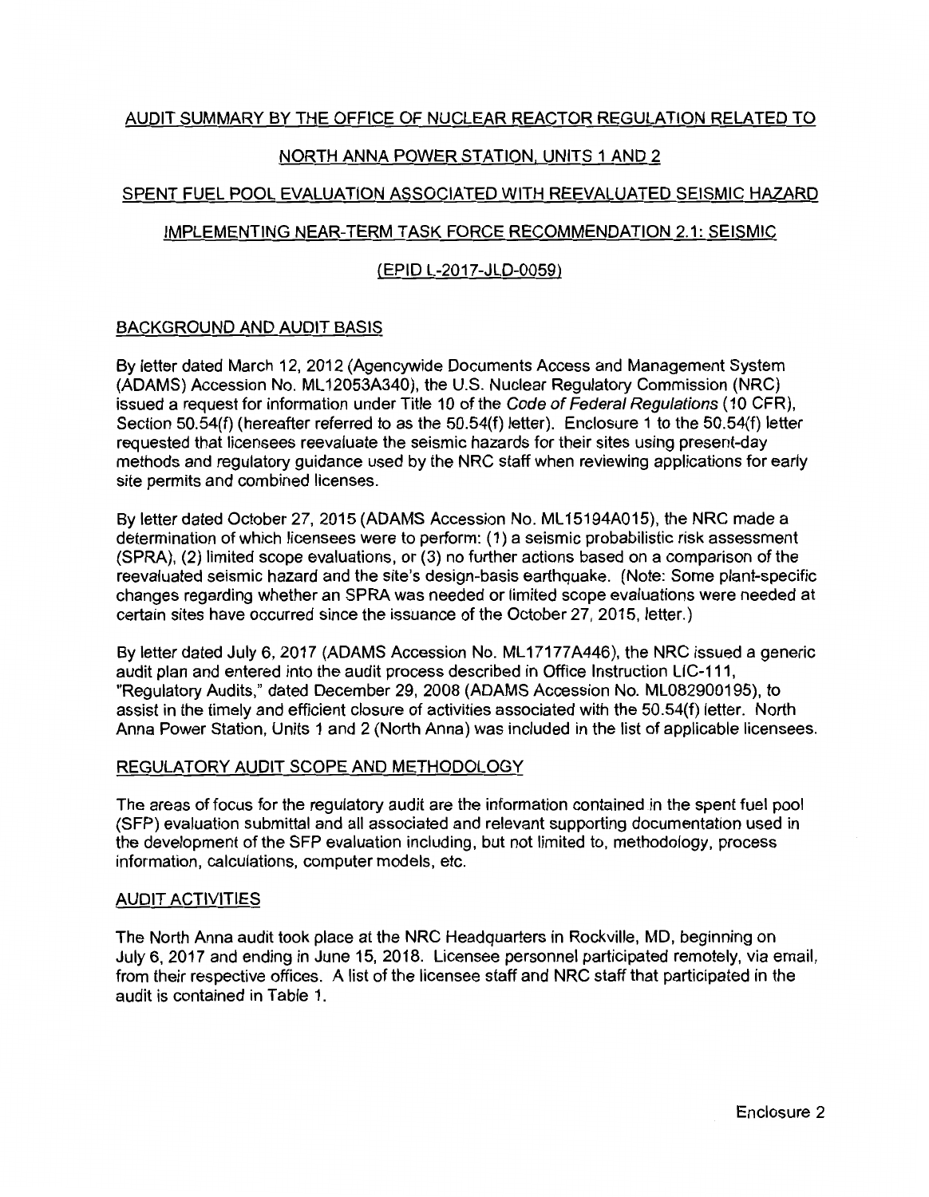# AUDIT SUMMARY BY THE OFFICE OF NUCLEAR REACTOR REGULATION RELATED TO

# NORTH ANNA POWER STATION, UNITS 1 AND 2

# SPENT FUEL POOL EVALUATION ASSOCIATED WITH REEVALUATED SEISMIC HAZARD

# IMPLEMENTING NEAR-TERM TASK FORCE RECOMMENDATION 2.1: SEISMIC

# (EPID L-2017-JLD-0059)

## BACKGROUND AND AUDIT BASIS

By letter dated March 12, 2012 (Agencywide Documents Access and Management System (ADAMS) Accession No. ML12053A340), the U.S. Nuclear Regulatory Commission (NRC) issued a request for information under Title 10 of the *Code of Federal Regulations* (10 CFR), Section 50.54(f) (hereafter referred to as the 50.54(f) letter). Enclosure 1 to the 50.54(f) letter requested that licensees reevaluate the seismic hazards for their sites using present-day methods and regulatory guidance used by the NRC staff when reviewing applications for early site permits and combined licenses.

By letter dated October 27, 2015 (ADAMS Accession No. ML15194A015), the NRC made a determination of which licensees were to perform: (1) a seismic probabilistic risk assessment (SPRA), (2) limited scope evaluations, or (3) no further actions based on a comparison of the reevaluated seismic hazard and the site's design-basis earthquake. (Note: Some plant-specific changes regarding whether an SPRA was needed or limited scope evaluations were needed at certain sites have occurred since the issuance of the October 27, 2015, letter.)

By letter dated July 6, 2017 (ADAMS Accession No. ML17177A446), the NRC issued a generic audit plan and entered into the audit process described in Office Instruction LIC-111, "Regulatory Audits," dated December 29, 2008 (ADAMS Accession No. ML082900195), to assist in the timely and efficient closure of activities associated with the 50.54(f) letter. North Anna Power Station, Units 1 and 2 (North Anna) was included in the list of applicable licensees.

## REGULATORY AUDIT SCOPE AND METHODOLOGY

The areas of focus for the regulatory audit are the information contained in the spent fuel pool (SFP) evaluation submittal and all associated and relevant supporting documentation used in the development of the SFP evaluation including, but not limited to, methodology, process information, calculations, computer models, etc.

## AUDIT ACTIVITIES

The North Anna audit took place at the NRC Headquarters in Rockville, MD, beginning on July 6, 2017 and ending in June 15, 2018. Licensee personnel participated remotely, via email, from their respective offices. A list of the licensee staff and NRC staff that participated in the audit is contained in Table 1.

Enclosure 2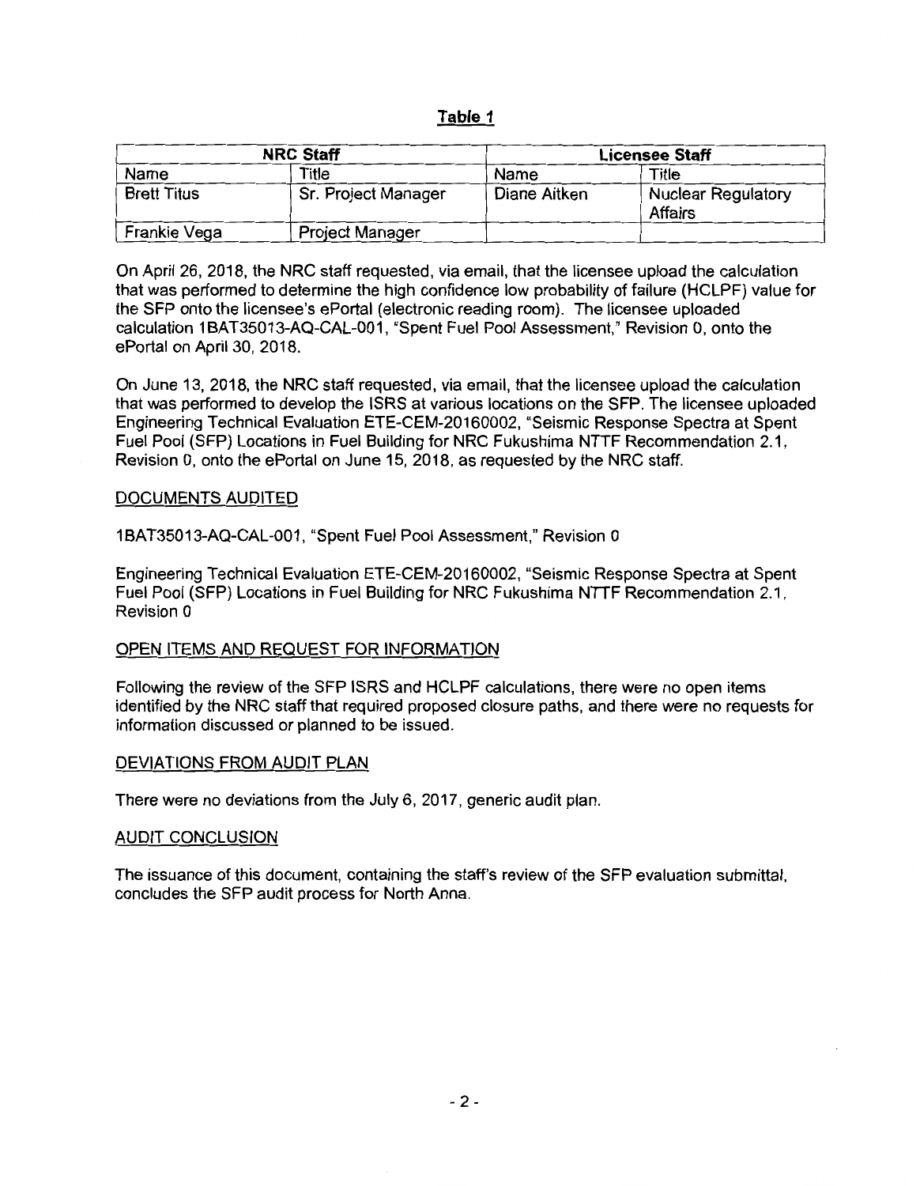**Table 1**

| NRC Staff | | Licensee Staff | |
|---|---|---|---|
| Name | Title | Name | Title |
| Brett Titus | Sr. Project Manager | Diane Aitken | Nuclear Regulatory Affairs |
| Frankie Vega | Project Manager | | |

On April 26, 2018, the NRC staff requested, via email, that the licensee upload the calculation that was performed to determine the high confidence low probability of failure (HCLPF) value for the SFP onto the licensee's ePortal (electronic reading room). The licensee uploaded calculation 1BAT35013-AQ-CAL-001, "Spent Fuel Pool Assessment," Revision 0, onto the ePortal on April 30, 2018.

On June 13, 2018, the NRC staff requested, via email, that the licensee upload the calculation that was performed to develop the ISRS at various locations on the SFP. The licensee uploaded Engineering Technical Evaluation ETE-CEM-20160002, "Seismic Response Spectra at Spent Fuel Pool (SFP) Locations in Fuel Building for NRC Fukushima NTTF Recommendation 2.1, Revision 0, onto the ePortal on June 15, 2018, as requested by the NRC staff.

## DOCUMENTS AUDITED

1BAT35013-AQ-CAL-001, "Spent Fuel Pool Assessment," Revision 0

Engineering Technical Evaluation ETE-CEM-20160002, "Seismic Response Spectra at Spent Fuel Pool (SFP) Locations in Fuel Building for NRC Fukushima NTTF Recommendation 2.1, Revision 0

## OPEN ITEMS AND REQUEST FOR INFORMATION

Following the review of the SFP ISRS and HCLPF calculations, there were no open items identified by the NRC staff that required proposed closure paths, and there were no requests for information discussed or planned to be issued.

## DEVIATIONS FROM AUDIT PLAN

There were no deviations from the July 6, 2017, generic audit plan.

## AUDIT CONCLUSION

The issuance of this document, containing the staff's review of the SFP evaluation submittal, concludes the SFP audit process for North Anna.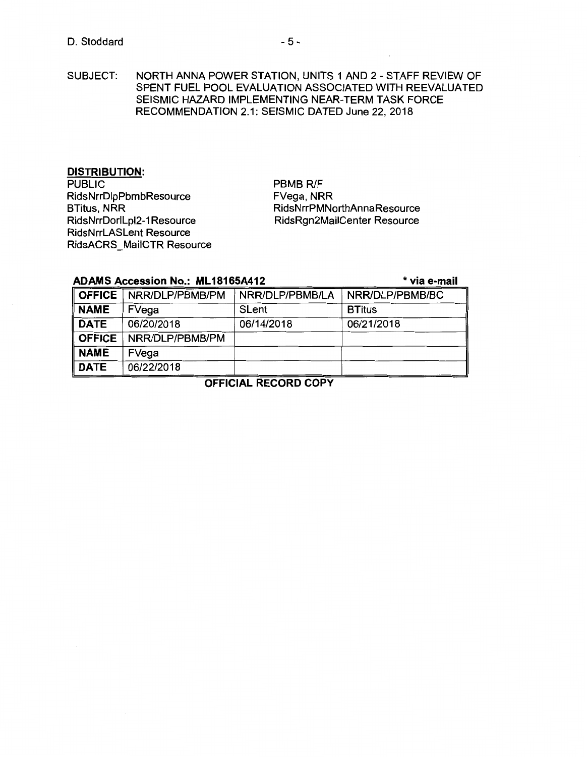SUBJECT: NORTH ANNA POWER STATION, UNITS 1 AND 2 - STAFF REVIEW OF SPENT FUEL POOL EVALUATION ASSOCIATED WITH REEVALUATED SEISMIC HAZARD IMPLEMENTING NEAR-TERM TASK FORCE RECOMMENDATION 2.1: SEISMIC DATED June 22, 2018

**DISTRIBUTION:**

PUBLIC
RidsNrrDlpPbmbResource
BTitus, NRR
RidsNrrDorlLpl2-1Resource
RidsNrrLASLent Resource
RidsACRS_MailCTR Resource
PBMB R/F
FVega, NRR
RidsNrrPMNorthAnnaResource
RidsRgn2MailCenter Resource

**ADAMS Accession No.: ML18165A412** **\* via e-mail**

| | | | |
|---|---|---|---|
| **OFFICE** | NRR/DLP/PBMB/PM | NRR/DLP/PBMB/LA | NRR/DLP/PBMB/BC |
| **NAME** | FVega | SLent | BTitus |
| **DATE** | 06/20/2018 | 06/14/2018 | 06/21/2018 |
| **OFFICE** | NRR/DLP/PBMB/PM | | |
| **NAME** | FVega | | |
| **DATE** | 06/22/2018 | | |

**OFFICIAL RECORD COPY**